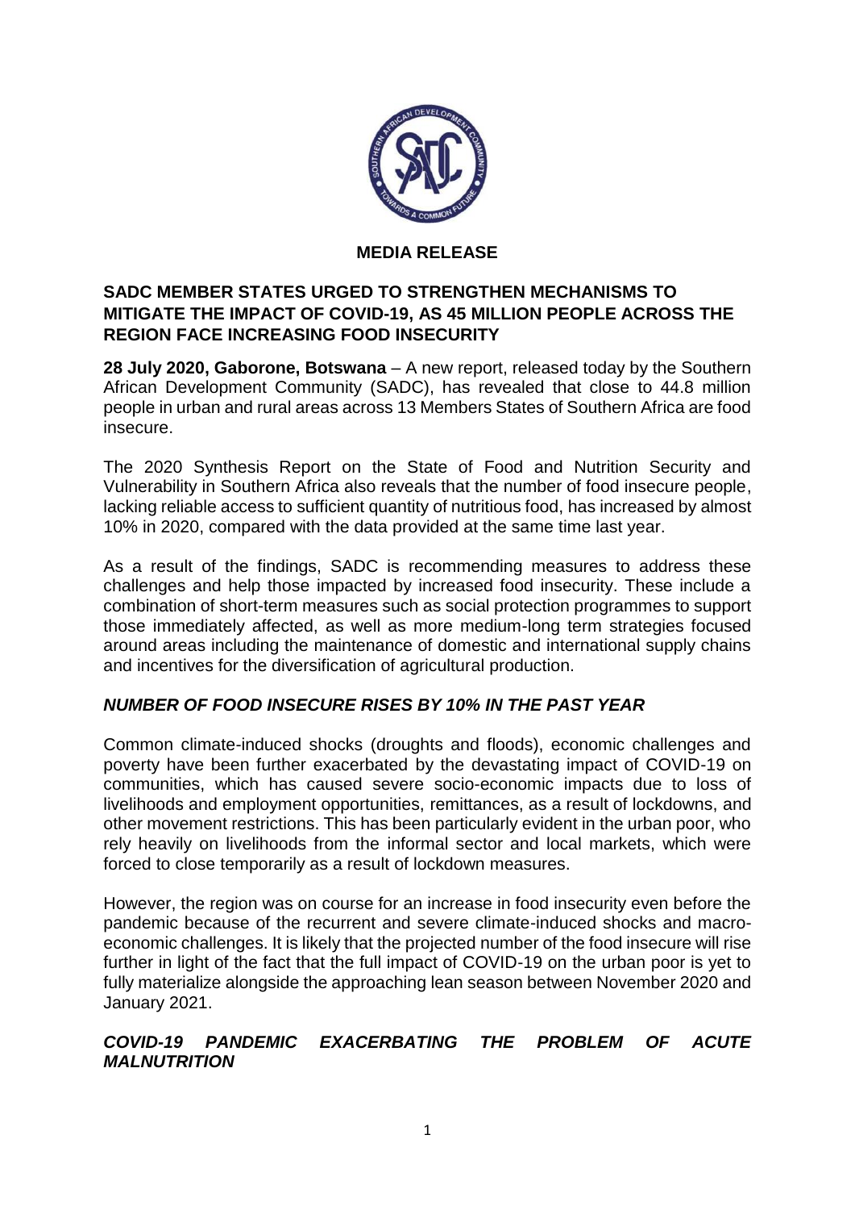# MEDIA RELEASE

## SADC MEMBER STATES URGED TO STRENGTHEN MECHANISMS TO MITIGATE THE IMPACT OF COVID-19, AS 45 MILLION PEOPLE ACROSS THE REGION FACE INCREASING FOOD INSECURITY

**28 July 2020, Gaborone, Botswana** – A new report, released today by the Southern African Development Community (SADC), has revealed that close to 44.8 million people in urban and rural areas across 13 Members States of Southern Africa are food insecure.

The 2020 Synthesis Report on the State of Food and Nutrition Security and Vulnerability in Southern Africa also reveals that the number of food insecure people, lacking reliable access to sufficient quantity of nutritious food, has increased by almost 10% in 2020, compared with the data provided at the same time last year.

As a result of the findings, SADC is recommending measures to address these challenges and help those impacted by increased food insecurity. These include a combination of short-term measures such as social protection programmes to support those immediately affected, as well as more medium-long term strategies focused around areas including the maintenance of domestic and international supply chains and incentives for the diversification of agricultural production.

### *NUMBER OF FOOD INSECURE RISES BY 10% IN THE PAST YEAR*

Common climate-induced shocks (droughts and floods), economic challenges and poverty have been further exacerbated by the devastating impact of COVID-19 on communities, which has caused severe socio-economic impacts due to loss of livelihoods and employment opportunities, remittances, as a result of lockdowns, and other movement restrictions. This has been particularly evident in the urban poor, who rely heavily on livelihoods from the informal sector and local markets, which were forced to close temporarily as a result of lockdown measures.

However, the region was on course for an increase in food insecurity even before the pandemic because of the recurrent and severe climate-induced shocks and macro-economic challenges. It is likely that the projected number of the food insecure will rise further in light of the fact that the full impact of COVID-19 on the urban poor is yet to fully materialize alongside the approaching lean season between November 2020 and January 2021.

### *COVID-19 PANDEMIC EXACERBATING THE PROBLEM OF ACUTE MALNUTRITION*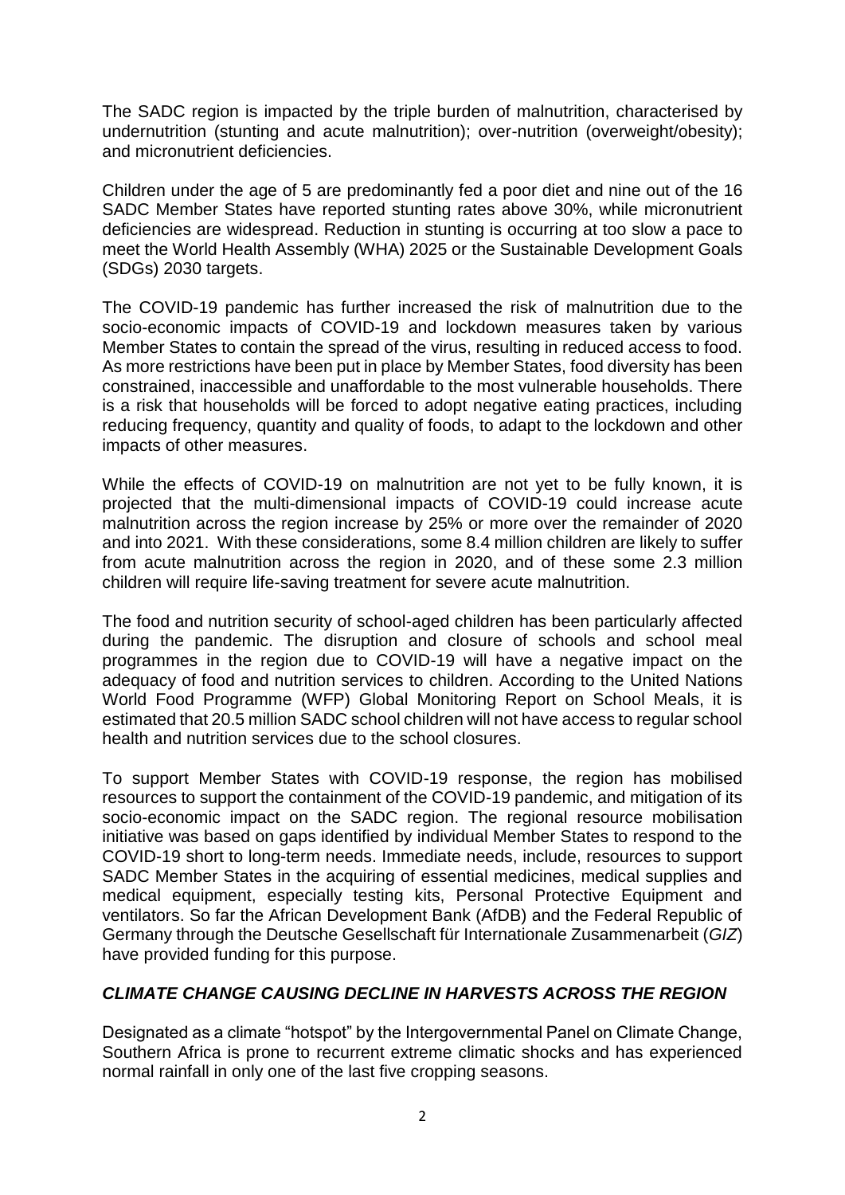The SADC region is impacted by the triple burden of malnutrition, characterised by undernutrition (stunting and acute malnutrition); over-nutrition (overweight/obesity); and micronutrient deficiencies.

Children under the age of 5 are predominantly fed a poor diet and nine out of the 16 SADC Member States have reported stunting rates above 30%, while micronutrient deficiencies are widespread. Reduction in stunting is occurring at too slow a pace to meet the World Health Assembly (WHA) 2025 or the Sustainable Development Goals (SDGs) 2030 targets.

The COVID-19 pandemic has further increased the risk of malnutrition due to the socio-economic impacts of COVID-19 and lockdown measures taken by various Member States to contain the spread of the virus, resulting in reduced access to food. As more restrictions have been put in place by Member States, food diversity has been constrained, inaccessible and unaffordable to the most vulnerable households. There is a risk that households will be forced to adopt negative eating practices, including reducing frequency, quantity and quality of foods, to adapt to the lockdown and other impacts of other measures.

While the effects of COVID-19 on malnutrition are not yet to be fully known, it is projected that the multi-dimensional impacts of COVID-19 could increase acute malnutrition across the region increase by 25% or more over the remainder of 2020 and into 2021. With these considerations, some 8.4 million children are likely to suffer from acute malnutrition across the region in 2020, and of these some 2.3 million children will require life-saving treatment for severe acute malnutrition.

The food and nutrition security of school-aged children has been particularly affected during the pandemic. The disruption and closure of schools and school meal programmes in the region due to COVID-19 will have a negative impact on the adequacy of food and nutrition services to children. According to the United Nations World Food Programme (WFP) Global Monitoring Report on School Meals, it is estimated that 20.5 million SADC school children will not have access to regular school health and nutrition services due to the school closures.

To support Member States with COVID-19 response, the region has mobilised resources to support the containment of the COVID-19 pandemic, and mitigation of its socio-economic impact on the SADC region. The regional resource mobilisation initiative was based on gaps identified by individual Member States to respond to the COVID-19 short to long-term needs. Immediate needs, include, resources to support SADC Member States in the acquiring of essential medicines, medical supplies and medical equipment, especially testing kits, Personal Protective Equipment and ventilators. So far the African Development Bank (AfDB) and the Federal Republic of Germany through the Deutsche Gesellschaft für Internationale Zusammenarbeit (*GIZ*) have provided funding for this purpose.

### *CLIMATE CHANGE CAUSING DECLINE IN HARVESTS ACROSS THE REGION*

Designated as a climate "hotspot" by the Intergovernmental Panel on Climate Change, Southern Africa is prone to recurrent extreme climatic shocks and has experienced normal rainfall in only one of the last five cropping seasons.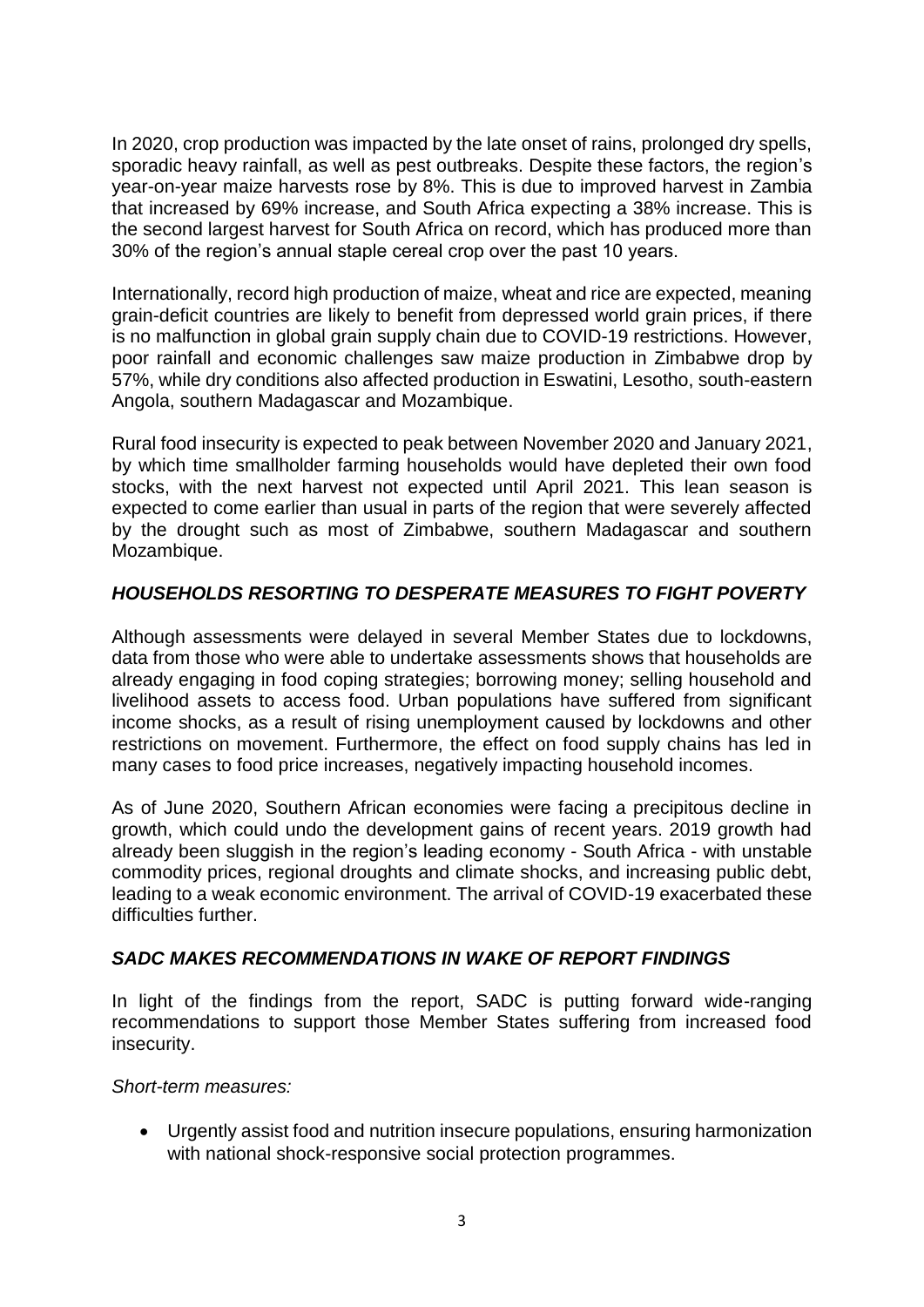In 2020, crop production was impacted by the late onset of rains, prolonged dry spells, sporadic heavy rainfall, as well as pest outbreaks. Despite these factors, the region's year-on-year maize harvests rose by 8%. This is due to improved harvest in Zambia that increased by 69% increase, and South Africa expecting a 38% increase. This is the second largest harvest for South Africa on record, which has produced more than 30% of the region's annual staple cereal crop over the past 10 years.

Internationally, record high production of maize, wheat and rice are expected, meaning grain-deficit countries are likely to benefit from depressed world grain prices, if there is no malfunction in global grain supply chain due to COVID-19 restrictions. However, poor rainfall and economic challenges saw maize production in Zimbabwe drop by 57%, while dry conditions also affected production in Eswatini, Lesotho, south-eastern Angola, southern Madagascar and Mozambique.

Rural food insecurity is expected to peak between November 2020 and January 2021, by which time smallholder farming households would have depleted their own food stocks, with the next harvest not expected until April 2021. This lean season is expected to come earlier than usual in parts of the region that were severely affected by the drought such as most of Zimbabwe, southern Madagascar and southern Mozambique.

### *HOUSEHOLDS RESORTING TO DESPERATE MEASURES TO FIGHT POVERTY*

Although assessments were delayed in several Member States due to lockdowns, data from those who were able to undertake assessments shows that households are already engaging in food coping strategies; borrowing money; selling household and livelihood assets to access food. Urban populations have suffered from significant income shocks, as a result of rising unemployment caused by lockdowns and other restrictions on movement. Furthermore, the effect on food supply chains has led in many cases to food price increases, negatively impacting household incomes.

As of June 2020, Southern African economies were facing a precipitous decline in growth, which could undo the development gains of recent years. 2019 growth had already been sluggish in the region's leading economy - South Africa - with unstable commodity prices, regional droughts and climate shocks, and increasing public debt, leading to a weak economic environment. The arrival of COVID-19 exacerbated these difficulties further.

### *SADC MAKES RECOMMENDATIONS IN WAKE OF REPORT FINDINGS*

In light of the findings from the report, SADC is putting forward wide-ranging recommendations to support those Member States suffering from increased food insecurity.

*Short-term measures:*

- Urgently assist food and nutrition insecure populations, ensuring harmonization with national shock-responsive social protection programmes.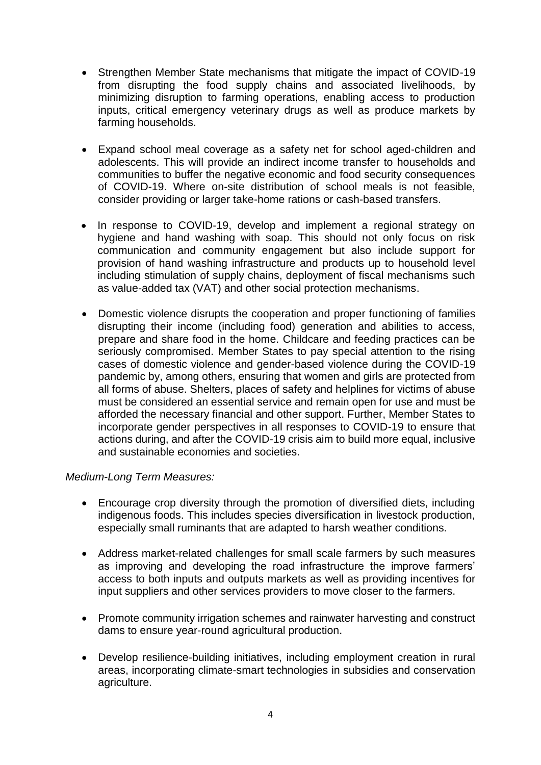- Strengthen Member State mechanisms that mitigate the impact of COVID-19 from disrupting the food supply chains and associated livelihoods, by minimizing disruption to farming operations, enabling access to production inputs, critical emergency veterinary drugs as well as produce markets by farming households.

- Expand school meal coverage as a safety net for school aged-children and adolescents. This will provide an indirect income transfer to households and communities to buffer the negative economic and food security consequences of COVID-19. Where on-site distribution of school meals is not feasible, consider providing or larger take-home rations or cash-based transfers.

- In response to COVID-19, develop and implement a regional strategy on hygiene and hand washing with soap. This should not only focus on risk communication and community engagement but also include support for provision of hand washing infrastructure and products up to household level including stimulation of supply chains, deployment of fiscal mechanisms such as value-added tax (VAT) and other social protection mechanisms.

- Domestic violence disrupts the cooperation and proper functioning of families disrupting their income (including food) generation and abilities to access, prepare and share food in the home. Childcare and feeding practices can be seriously compromised. Member States to pay special attention to the rising cases of domestic violence and gender-based violence during the COVID-19 pandemic by, among others, ensuring that women and girls are protected from all forms of abuse. Shelters, places of safety and helplines for victims of abuse must be considered an essential service and remain open for use and must be afforded the necessary financial and other support. Further, Member States to incorporate gender perspectives in all responses to COVID-19 to ensure that actions during, and after the COVID-19 crisis aim to build more equal, inclusive and sustainable economies and societies.

*Medium-Long Term Measures:*

- Encourage crop diversity through the promotion of diversified diets, including indigenous foods. This includes species diversification in livestock production, especially small ruminants that are adapted to harsh weather conditions.

- Address market-related challenges for small scale farmers by such measures as improving and developing the road infrastructure the improve farmers' access to both inputs and outputs markets as well as providing incentives for input suppliers and other services providers to move closer to the farmers.

- Promote community irrigation schemes and rainwater harvesting and construct dams to ensure year-round agricultural production.

- Develop resilience-building initiatives, including employment creation in rural areas, incorporating climate-smart technologies in subsidies and conservation agriculture.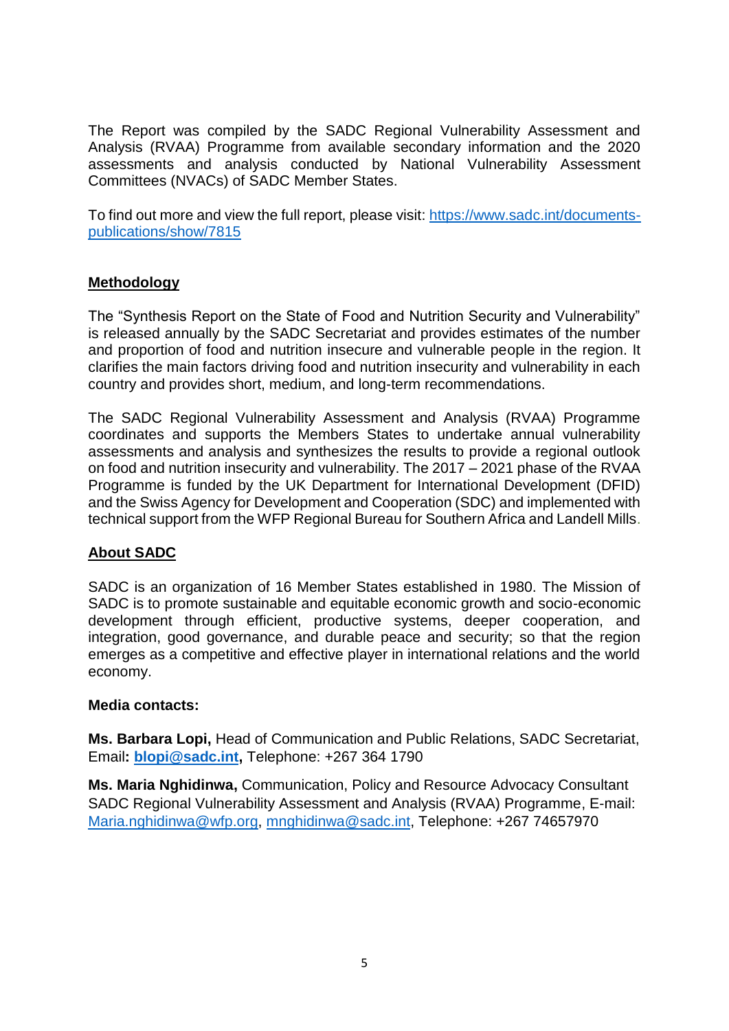The Report was compiled by the SADC Regional Vulnerability Assessment and Analysis (RVAA) Programme from available secondary information and the 2020 assessments and analysis conducted by National Vulnerability Assessment Committees (NVACs) of SADC Member States.

To find out more and view the full report, please visit: [https://www.sadc.int/documents-publications/show/7815](https://www.sadc.int/documents-publications/show/7815)

## Methodology

The "Synthesis Report on the State of Food and Nutrition Security and Vulnerability" is released annually by the SADC Secretariat and provides estimates of the number and proportion of food and nutrition insecure and vulnerable people in the region. It clarifies the main factors driving food and nutrition insecurity and vulnerability in each country and provides short, medium, and long-term recommendations.

The SADC Regional Vulnerability Assessment and Analysis (RVAA) Programme coordinates and supports the Members States to undertake annual vulnerability assessments and analysis and synthesizes the results to provide a regional outlook on food and nutrition insecurity and vulnerability. The 2017 – 2021 phase of the RVAA Programme is funded by the UK Department for International Development (DFID) and the Swiss Agency for Development and Cooperation (SDC) and implemented with technical support from the WFP Regional Bureau for Southern Africa and Landell Mills.

## About SADC

SADC is an organization of 16 Member States established in 1980. The Mission of SADC is to promote sustainable and equitable economic growth and socio-economic development through efficient, productive systems, deeper cooperation, and integration, good governance, and durable peace and security; so that the region emerges as a competitive and effective player in international relations and the world economy.

**Media contacts:**

**Ms. Barbara Lopi,** Head of Communication and Public Relations, SADC Secretariat, Email**: [blopi@sadc.int](mailto:blopi@sadc.int),** Telephone: +267 364 1790

**Ms. Maria Nghidinwa,** Communication, Policy and Resource Advocacy Consultant SADC Regional Vulnerability Assessment and Analysis (RVAA) Programme, E-mail: [Maria.nghidinwa@wfp.org](mailto:Maria.nghidinwa@wfp.org), [mnghidinwa@sadc.int](mailto:mnghidinwa@sadc.int), Telephone: +267 74657970